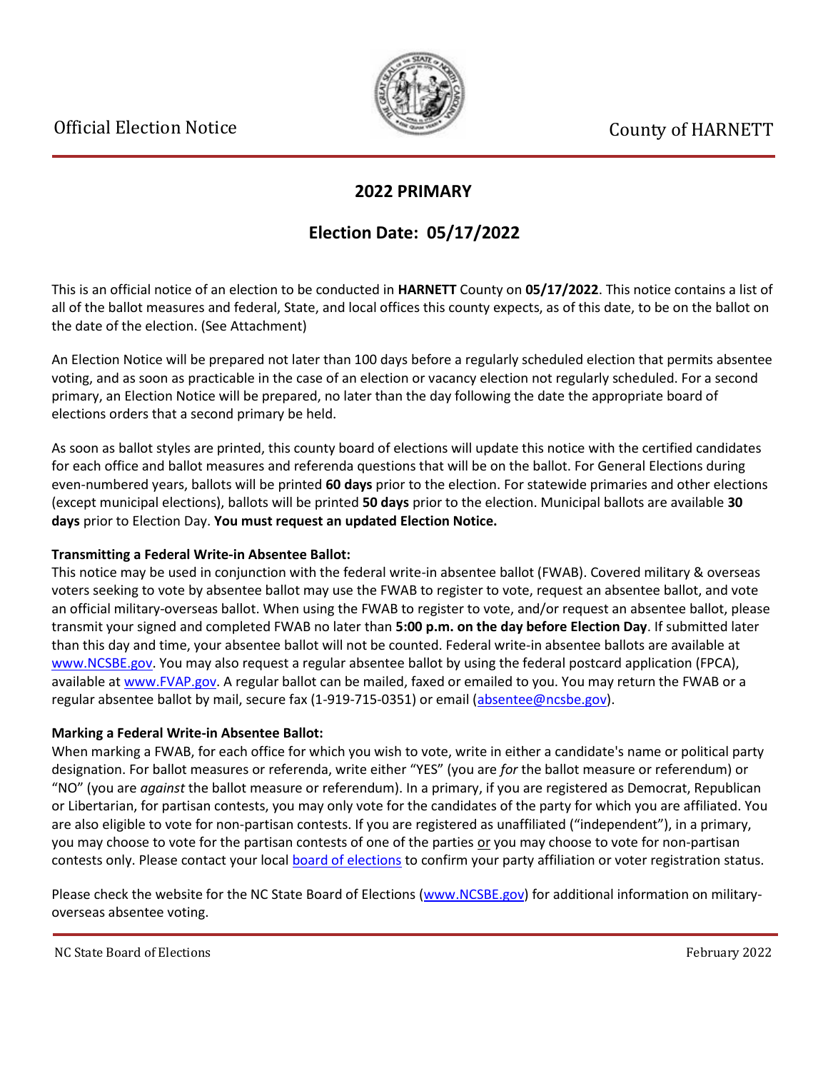Official Election Notice

County of HARNETT

## 2022 PRIMARY

## Election Date: 05/17/2022

This is an official notice of an election to be conducted in **HARNETT** County on **05/17/2022**. This notice contains a list of all of the ballot measures and federal, State, and local offices this county expects, as of this date, to be on the ballot on the date of the election. (See Attachment)

An Election Notice will be prepared not later than 100 days before a regularly scheduled election that permits absentee voting, and as soon as practicable in the case of an election or vacancy election not regularly scheduled. For a second primary, an Election Notice will be prepared, no later than the day following the date the appropriate board of elections orders that a second primary be held.

As soon as ballot styles are printed, this county board of elections will update this notice with the certified candidates for each office and ballot measures and referenda questions that will be on the ballot. For General Elections during even-numbered years, ballots will be printed **60 days** prior to the election. For statewide primaries and other elections (except municipal elections), ballots will be printed **50 days** prior to the election. Municipal ballots are available **30 days** prior to Election Day. **You must request an updated Election Notice.**

**Transmitting a Federal Write-in Absentee Ballot:**
This notice may be used in conjunction with the federal write-in absentee ballot (FWAB). Covered military & overseas voters seeking to vote by absentee ballot may use the FWAB to register to vote, request an absentee ballot, and vote an official military-overseas ballot. When using the FWAB to register to vote, and/or request an absentee ballot, please transmit your signed and completed FWAB no later than **5:00 p.m. on the day before Election Day**. If submitted later than this day and time, your absentee ballot will not be counted. Federal write-in absentee ballots are available at www.NCSBE.gov. You may also request a regular absentee ballot by using the federal postcard application (FPCA), available at www.FVAP.gov. A regular ballot can be mailed, faxed or emailed to you. You may return the FWAB or a regular absentee ballot by mail, secure fax (1-919-715-0351) or email (absentee@ncsbe.gov).

**Marking a Federal Write-in Absentee Ballot:**
When marking a FWAB, for each office for which you wish to vote, write in either a candidate's name or political party designation. For ballot measures or referenda, write either "YES" (you are *for* the ballot measure or referendum) or "NO" (you are *against* the ballot measure or referendum). In a primary, if you are registered as Democrat, Republican or Libertarian, for partisan contests, you may only vote for the candidates of the party for which you are affiliated. You are also eligible to vote for non-partisan contests. If you are registered as unaffiliated ("independent"), in a primary, you may choose to vote for the partisan contests of one of the parties or you may choose to vote for non-partisan contests only. Please contact your local board of elections to confirm your party affiliation or voter registration status.

Please check the website for the NC State Board of Elections (www.NCSBE.gov) for additional information on military-overseas absentee voting.

NC State Board of Elections — February 2022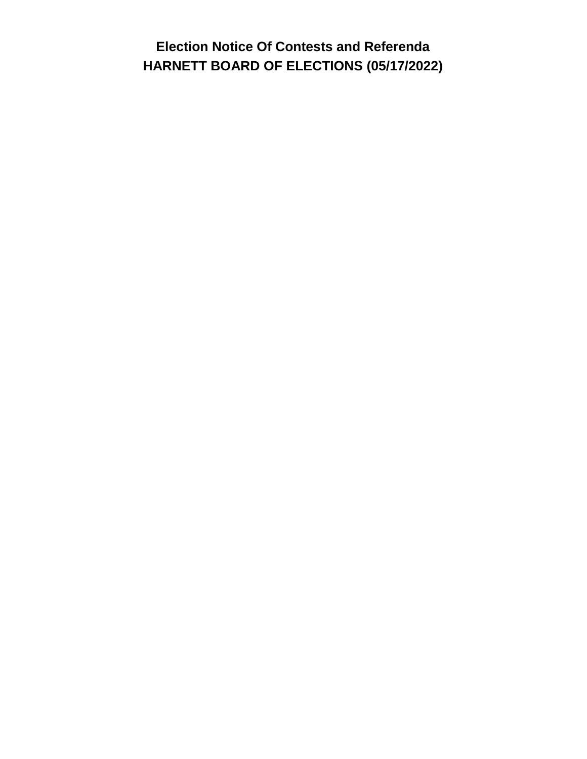# Election Notice Of Contests and Referenda

## HARNETT BOARD OF ELECTIONS (05/17/2022)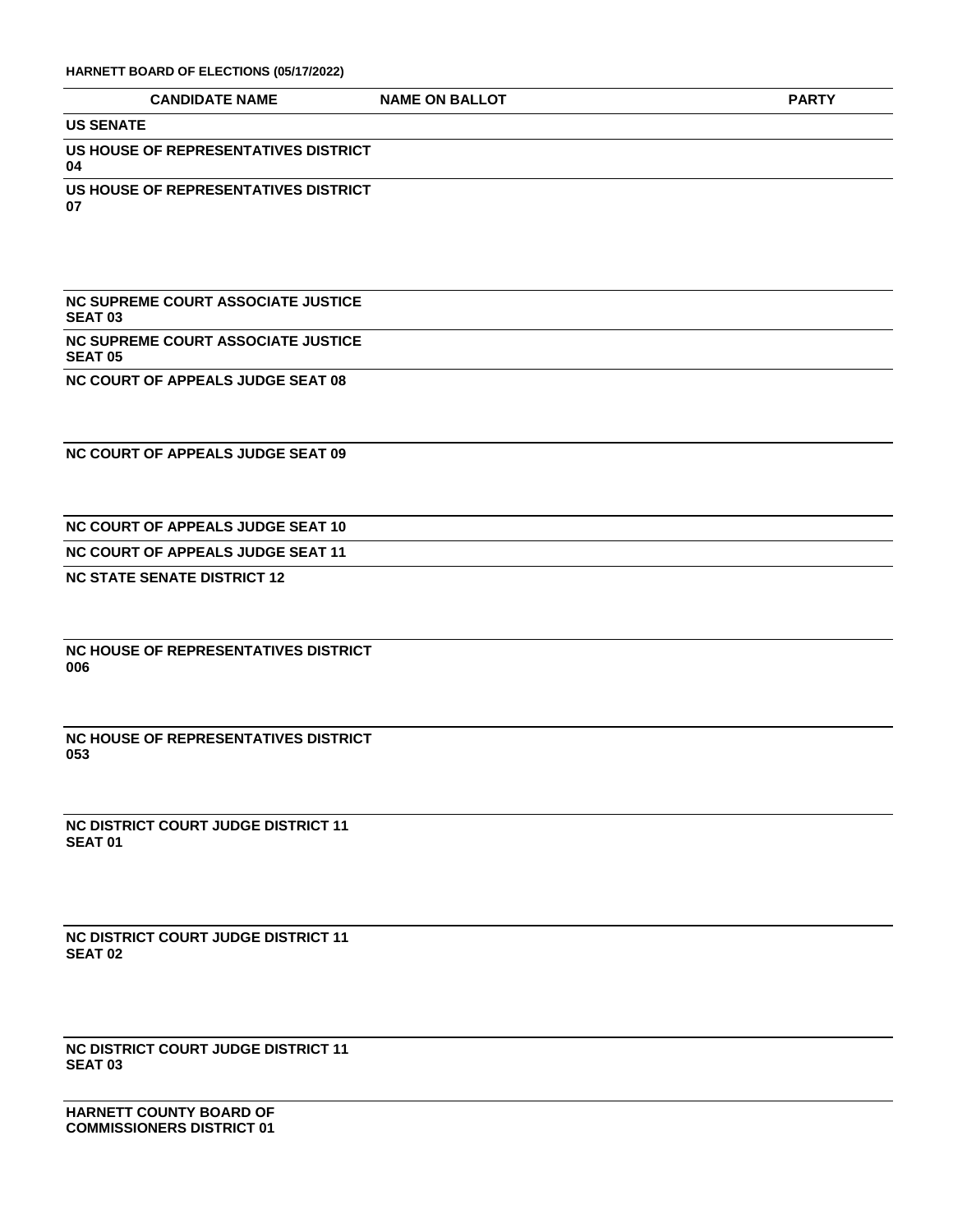**HARNETT BOARD OF ELECTIONS (05/17/2022)**

| CANDIDATE NAME | NAME ON BALLOT | PARTY |
|---|---|---|
| **US SENATE** | | |
| **US HOUSE OF REPRESENTATIVES DISTRICT 04** | | |
| **US HOUSE OF REPRESENTATIVES DISTRICT 07** | | |
| **NC SUPREME COURT ASSOCIATE JUSTICE SEAT 03** | | |
| **NC SUPREME COURT ASSOCIATE JUSTICE SEAT 05** | | |
| **NC COURT OF APPEALS JUDGE SEAT 08** | | |
| **NC COURT OF APPEALS JUDGE SEAT 09** | | |
| **NC COURT OF APPEALS JUDGE SEAT 10** | | |
| **NC COURT OF APPEALS JUDGE SEAT 11** | | |
| **NC STATE SENATE DISTRICT 12** | | |
| **NC HOUSE OF REPRESENTATIVES DISTRICT 006** | | |
| **NC HOUSE OF REPRESENTATIVES DISTRICT 053** | | |
| **NC DISTRICT COURT JUDGE DISTRICT 11 SEAT 01** | | |
| **NC DISTRICT COURT JUDGE DISTRICT 11 SEAT 02** | | |
| **NC DISTRICT COURT JUDGE DISTRICT 11 SEAT 03** | | |
| **HARNETT COUNTY BOARD OF COMMISSIONERS DISTRICT 01** | | |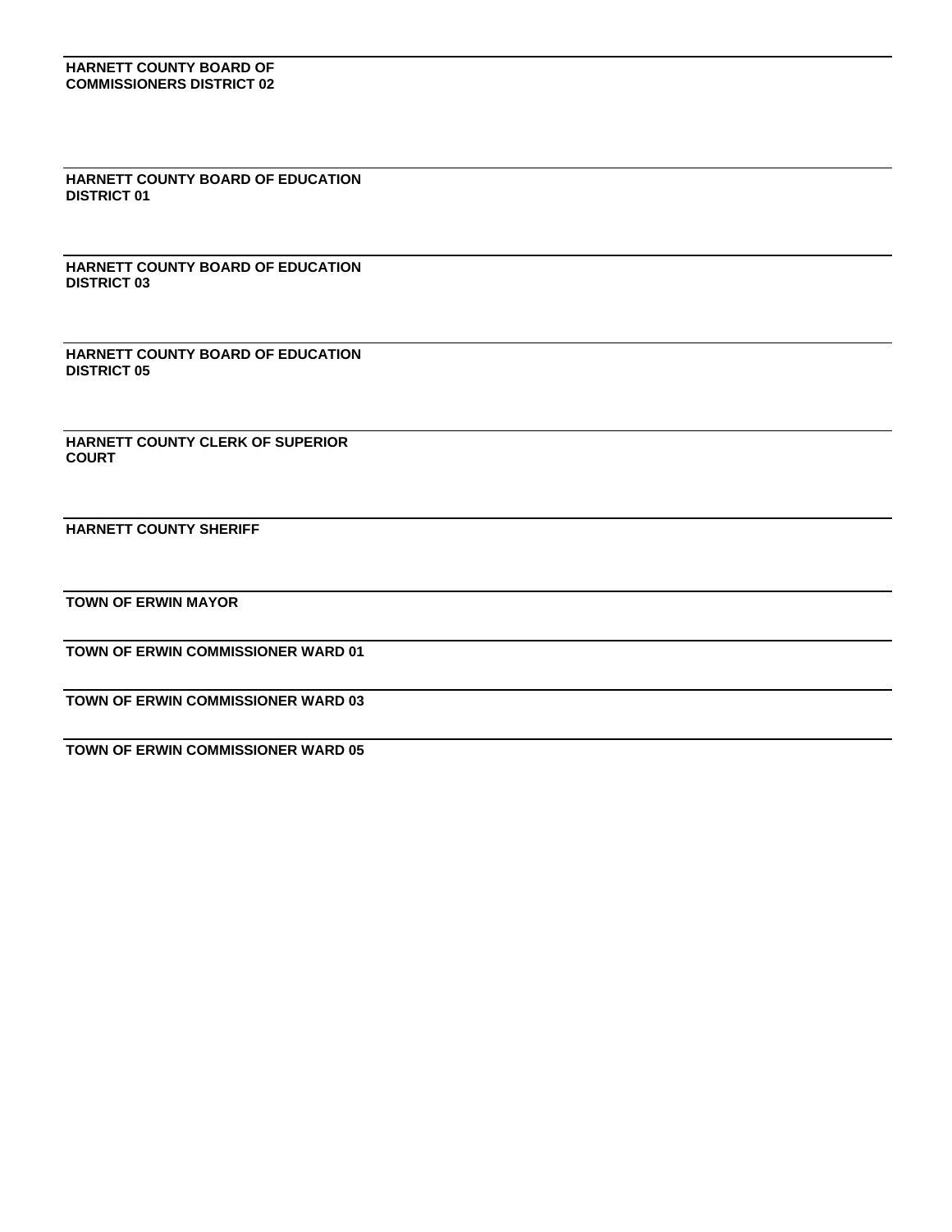**HARNETT COUNTY BOARD OF COMMISSIONERS DISTRICT 02**

---

**HARNETT COUNTY BOARD OF EDUCATION DISTRICT 01**

---

**HARNETT COUNTY BOARD OF EDUCATION DISTRICT 03**

---

**HARNETT COUNTY BOARD OF EDUCATION DISTRICT 05**

---

**HARNETT COUNTY CLERK OF SUPERIOR COURT**

---

**HARNETT COUNTY SHERIFF**

---

**TOWN OF ERWIN MAYOR**

---

**TOWN OF ERWIN COMMISSIONER WARD 01**

---

**TOWN OF ERWIN COMMISSIONER WARD 03**

---

**TOWN OF ERWIN COMMISSIONER WARD 05**